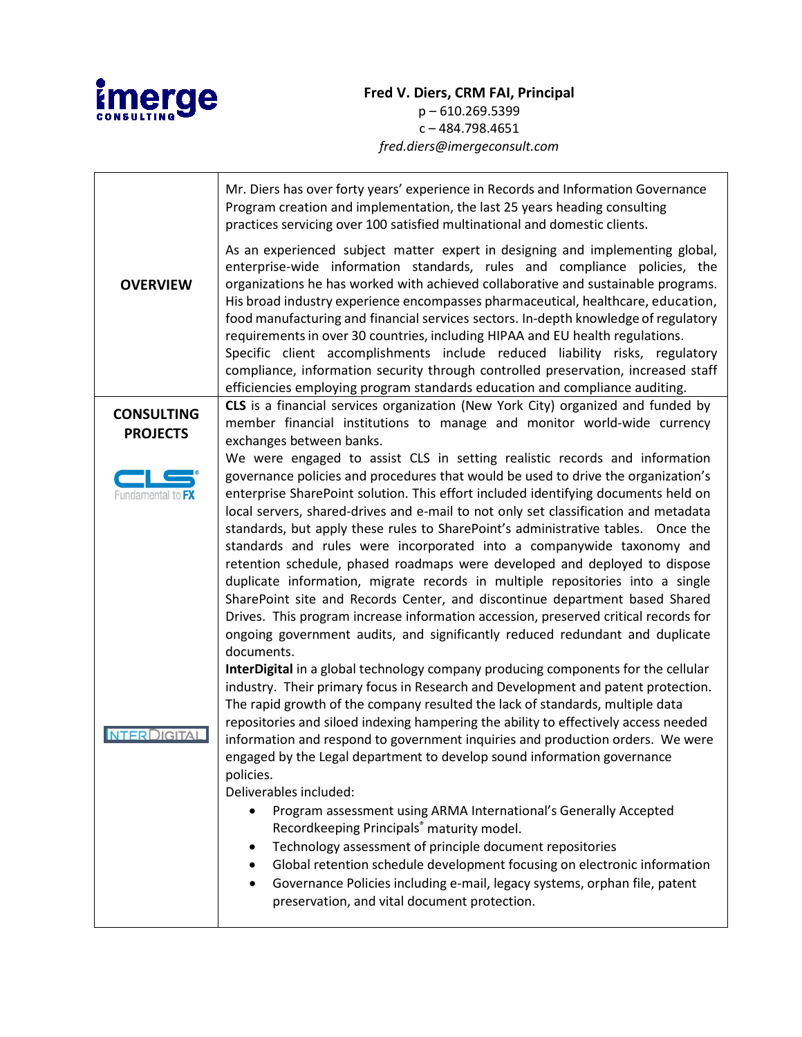**Fred V. Diers, CRM FAI, Principal**
p – 610.269.5399
c – 484.798.4651
*fred.diers@imergeconsult.com*

| | |
|---|---|
| **OVERVIEW** | Mr. Diers has over forty years' experience in Records and Information Governance Program creation and implementation, the last 25 years heading consulting practices servicing over 100 satisfied multinational and domestic clients.<br><br>As an experienced subject matter expert in designing and implementing global, enterprise-wide information standards, rules and compliance policies, the organizations he has worked with achieved collaborative and sustainable programs. His broad industry experience encompasses pharmaceutical, healthcare, education, food manufacturing and financial services sectors. In-depth knowledge of regulatory requirements in over 30 countries, including HIPAA and EU health regulations. Specific client accomplishments include reduced liability risks, regulatory compliance, information security through controlled preservation, increased staff efficiencies employing program standards education and compliance auditing. |
| **CONSULTING PROJECTS**<br><br>CLS Fundamental to FX | **CLS** is a financial services organization (New York City) organized and funded by member financial institutions to manage and monitor world-wide currency exchanges between banks.<br>We were engaged to assist CLS in setting realistic records and information governance policies and procedures that would be used to drive the organization's enterprise SharePoint solution. This effort included identifying documents held on local servers, shared-drives and e-mail to not only set classification and metadata standards, but apply these rules to SharePoint's administrative tables. Once the standards and rules were incorporated into a companywide taxonomy and retention schedule, phased roadmaps were developed and deployed to dispose duplicate information, migrate records in multiple repositories into a single SharePoint site and Records Center, and discontinue department based Shared Drives. This program increase information accession, preserved critical records for ongoing government audits, and significantly reduced redundant and duplicate documents. |
| INTERDIGITAL | **InterDigital** in a global technology company producing components for the cellular industry. Their primary focus in Research and Development and patent protection. The rapid growth of the company resulted the lack of standards, multiple data repositories and siloed indexing hampering the ability to effectively access needed information and respond to government inquiries and production orders. We were engaged by the Legal department to develop sound information governance policies.<br>Deliverables included:<br>• Program assessment using ARMA International's Generally Accepted Recordkeeping Principals® maturity model.<br>• Technology assessment of principle document repositories<br>• Global retention schedule development focusing on electronic information<br>• Governance Policies including e-mail, legacy systems, orphan file, patent preservation, and vital document protection. |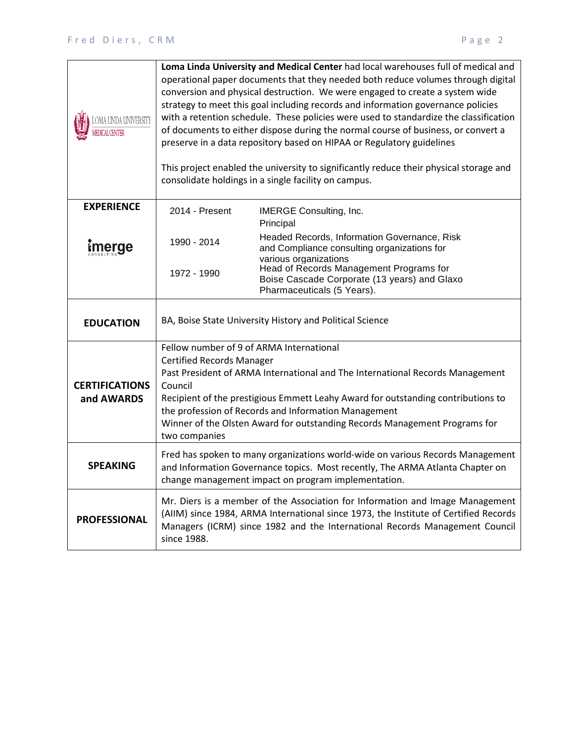| | |
|---|---|
| LOMA LINDA UNIVERSITY MEDICAL CENTER | **Loma Linda University and Medical Center** had local warehouses full of medical and operational paper documents that they needed both reduce volumes through digital conversion and physical destruction. We were engaged to create a system wide strategy to meet this goal including records and information governance policies with a retention schedule. These policies were used to standardize the classification of documents to either dispose during the normal course of business, or convert a preserve in a data repository based on HIPAA or Regulatory guidelines<br><br>This project enabled the university to significantly reduce their physical storage and consolidate holdings in a single facility on campus. |
| **EXPERIENCE**<br><br>imerge CONSULTING | 2014 - Present: IMERGE Consulting, Inc. Principal<br>1990 - 2014: Headed Records, Information Governance, Risk and Compliance consulting organizations for various organizations<br>1972 - 1990: Head of Records Management Programs for Boise Cascade Corporate (13 years) and Glaxo Pharmaceuticals (5 Years). |
| **EDUCATION** | BA, Boise State University History and Political Science |
| **CERTIFICATIONS and AWARDS** | Fellow number of 9 of ARMA International<br>Certified Records Manager<br>Past President of ARMA International and The International Records Management Council<br>Recipient of the prestigious Emmett Leahy Award for outstanding contributions to the profession of Records and Information Management<br>Winner of the Olsten Award for outstanding Records Management Programs for two companies |
| **SPEAKING** | Fred has spoken to many organizations world-wide on various Records Management and Information Governance topics. Most recently, The ARMA Atlanta Chapter on change management impact on program implementation. |
| **PROFESSIONAL** | Mr. Diers is a member of the Association for Information and Image Management (AIIM) since 1984, ARMA International since 1973, the Institute of Certified Records Managers (ICRM) since 1982 and the International Records Management Council since 1988. |